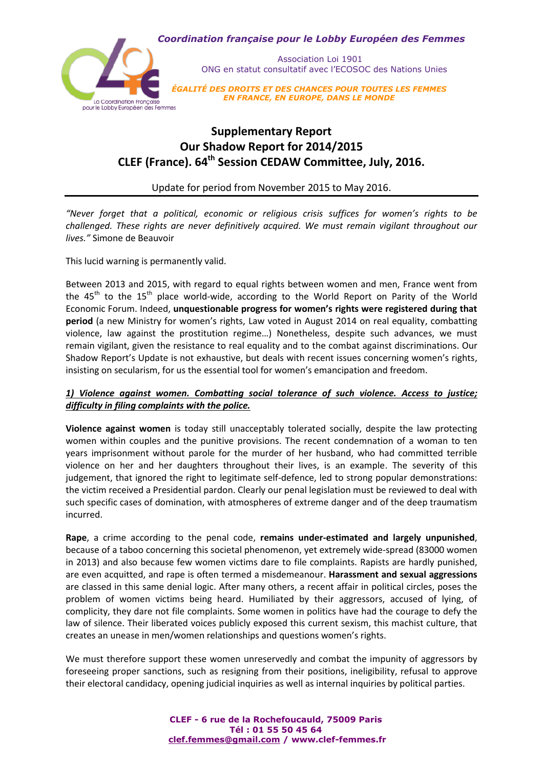*Coordination française pour le Lobby Européen des Femmes*

Association Loi 1901
ONG en statut consultatif avec l'ECOSOC des Nations Unies

*ÉGALITÉ DES DROITS ET DES CHANCES POUR TOUTES LES FEMMES EN FRANCE, EN EUROPE, DANS LE MONDE*

# Supplementary Report
# Our Shadow Report for 2014/2015
# CLEF (France). 64th Session CEDAW Committee, July, 2016.

Update for period from November 2015 to May 2016.

---

*"Never forget that a political, economic or religious crisis suffices for women's rights to be challenged. These rights are never definitively acquired. We must remain vigilant throughout our lives."* Simone de Beauvoir

This lucid warning is permanently valid.

Between 2013 and 2015, with regard to equal rights between women and men, France went from the 45th to the 15th place world-wide, according to the World Report on Parity of the World Economic Forum. Indeed, **unquestionable progress for women's rights were registered during that period** (a new Ministry for women's rights, Law voted in August 2014 on real equality, combatting violence, law against the prostitution regime…) Nonetheless, despite such advances, we must remain vigilant, given the resistance to real equality and to the combat against discriminations. Our Shadow Report's Update is not exhaustive, but deals with recent issues concerning women's rights, insisting on secularism, for us the essential tool for women's emancipation and freedom.

## *1) Violence against women. Combatting social tolerance of such violence. Access to justice; difficulty in filing complaints with the police.*

**Violence against women** is today still unacceptably tolerated socially, despite the law protecting women within couples and the punitive provisions. The recent condemnation of a woman to ten years imprisonment without parole for the murder of her husband, who had committed terrible violence on her and her daughters throughout their lives, is an example. The severity of this judgement, that ignored the right to legitimate self-defence, led to strong popular demonstrations: the victim received a Presidential pardon. Clearly our penal legislation must be reviewed to deal with such specific cases of domination, with atmospheres of extreme danger and of the deep traumatism incurred.

**Rape**, a crime according to the penal code, **remains under-estimated and largely unpunished**, because of a taboo concerning this societal phenomenon, yet extremely wide-spread (83000 women in 2013) and also because few women victims dare to file complaints. Rapists are hardly punished, are even acquitted, and rape is often termed a misdemeanour. **Harassment and sexual aggressions** are classed in this same denial logic. After many others, a recent affair in political circles, poses the problem of women victims being heard. Humiliated by their aggressors, accused of lying, of complicity, they dare not file complaints. Some women in politics have had the courage to defy the law of silence. Their liberated voices publicly exposed this current sexism, this machist culture, that creates an unease in men/women relationships and questions women's rights.

We must therefore support these women unreservedly and combat the impunity of aggressors by foreseeing proper sanctions, such as resigning from their positions, ineligibility, refusal to approve their electoral candidacy, opening judicial inquiries as well as internal inquiries by political parties.

**CLEF - 6 rue de la Rochefoucauld, 75009 Paris**
**Tél : 01 55 50 45 64**
**clef.femmes@gmail.com / www.clef-femmes.fr**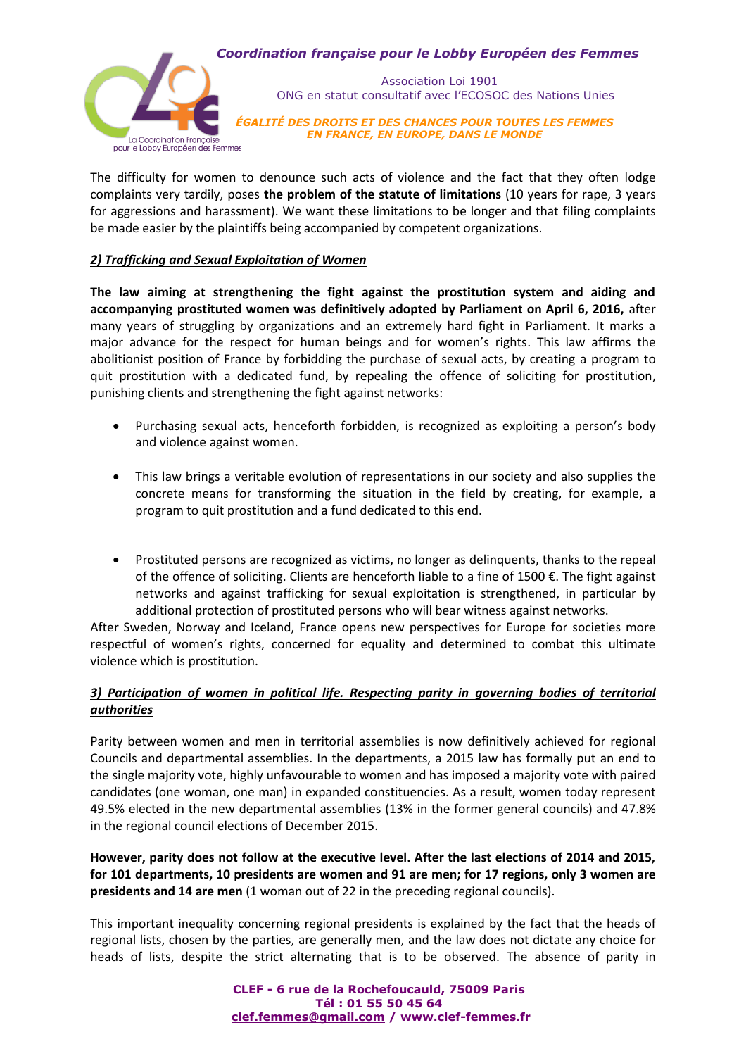The difficulty for women to denounce such acts of violence and the fact that they often lodge complaints very tardily, poses **the problem of the statute of limitations** (10 years for rape, 3 years for aggressions and harassment). We want these limitations to be longer and that filing complaints be made easier by the plaintiffs being accompanied by competent organizations.

***2) Trafficking and Sexual Exploitation of Women***

**The law aiming at strengthening the fight against the prostitution system and aiding and accompanying prostituted women was definitively adopted by Parliament on April 6, 2016,** after many years of struggling by organizations and an extremely hard fight in Parliament. It marks a major advance for the respect for human beings and for women's rights. This law affirms the abolitionist position of France by forbidding the purchase of sexual acts, by creating a program to quit prostitution with a dedicated fund, by repealing the offence of soliciting for prostitution, punishing clients and strengthening the fight against networks:

- Purchasing sexual acts, henceforth forbidden, is recognized as exploiting a person's body and violence against women.
- This law brings a veritable evolution of representations in our society and also supplies the concrete means for transforming the situation in the field by creating, for example, a program to quit prostitution and a fund dedicated to this end.
- Prostituted persons are recognized as victims, no longer as delinquents, thanks to the repeal of the offence of soliciting. Clients are henceforth liable to a fine of 1500 €. The fight against networks and against trafficking for sexual exploitation is strengthened, in particular by additional protection of prostituted persons who will bear witness against networks.

After Sweden, Norway and Iceland, France opens new perspectives for Europe for societies more respectful of women's rights, concerned for equality and determined to combat this ultimate violence which is prostitution.

***3) Participation of women in political life. Respecting parity in governing bodies of territorial authorities***

Parity between women and men in territorial assemblies is now definitively achieved for regional Councils and departmental assemblies. In the departments, a 2015 law has formally put an end to the single majority vote, highly unfavourable to women and has imposed a majority vote with paired candidates (one woman, one man) in expanded constituencies. As a result, women today represent 49.5% elected in the new departmental assemblies (13% in the former general councils) and 47.8% in the regional council elections of December 2015.

**However, parity does not follow at the executive level. After the last elections of 2014 and 2015, for 101 departments, 10 presidents are women and 91 are men; for 17 regions, only 3 women are presidents and 14 are men** (1 woman out of 22 in the preceding regional councils).

This important inequality concerning regional presidents is explained by the fact that the heads of regional lists, chosen by the parties, are generally men, and the law does not dictate any choice for heads of lists, despite the strict alternating that is to be observed. The absence of parity in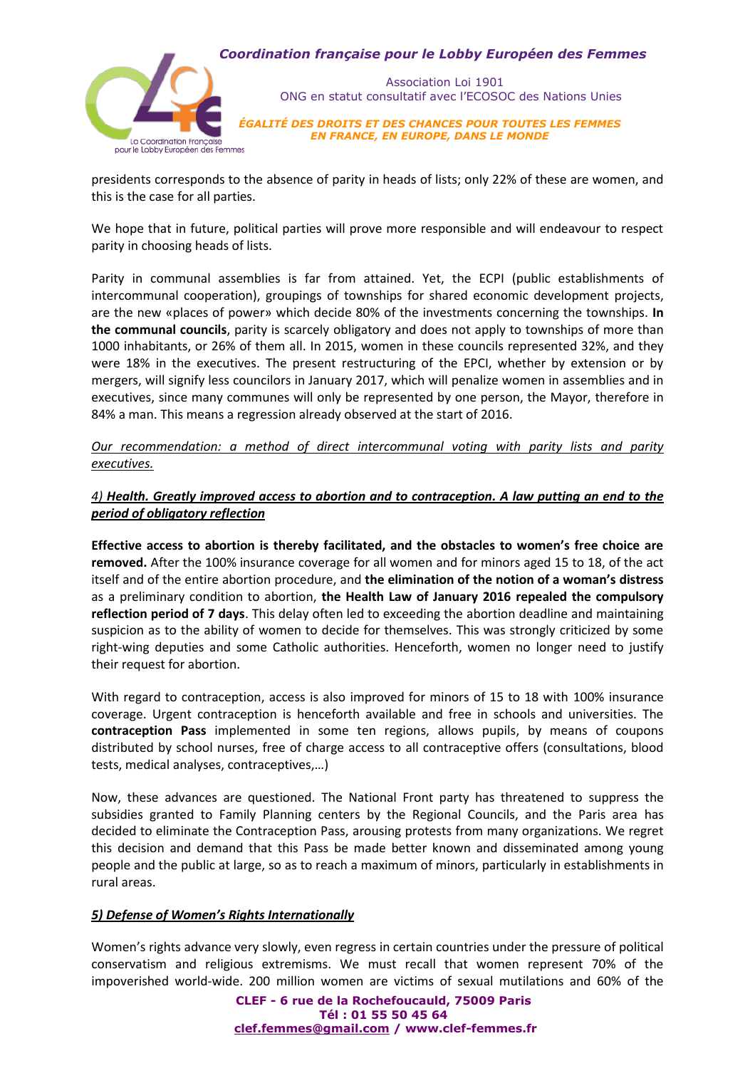presidents corresponds to the absence of parity in heads of lists; only 22% of these are women, and this is the case for all parties.

We hope that in future, political parties will prove more responsible and will endeavour to respect parity in choosing heads of lists.

Parity in communal assemblies is far from attained. Yet, the ECPI (public establishments of intercommunal cooperation), groupings of townships for shared economic development projects, are the new «places of power» which decide 80% of the investments concerning the townships. **In the communal councils**, parity is scarcely obligatory and does not apply to townships of more than 1000 inhabitants, or 26% of them all. In 2015, women in these councils represented 32%, and they were 18% in the executives. The present restructuring of the EPCI, whether by extension or by mergers, will signify less councilors in January 2017, which will penalize women in assemblies and in executives, since many communes will only be represented by one person, the Mayor, therefore in 84% a man. This means a regression already observed at the start of 2016.

*Our recommendation: a method of direct intercommunal voting with parity lists and parity executives.*

### *4) **Health. Greatly improved access to abortion and to contraception. A law putting an end to the period of obligatory reflection***

**Effective access to abortion is thereby facilitated, and the obstacles to women's free choice are removed.** After the 100% insurance coverage for all women and for minors aged 15 to 18, of the act itself and of the entire abortion procedure, and **the elimination of the notion of a woman's distress** as a preliminary condition to abortion, **the Health Law of January 2016 repealed the compulsory reflection period of 7 days**. This delay often led to exceeding the abortion deadline and maintaining suspicion as to the ability of women to decide for themselves. This was strongly criticized by some right-wing deputies and some Catholic authorities. Henceforth, women no longer need to justify their request for abortion.

With regard to contraception, access is also improved for minors of 15 to 18 with 100% insurance coverage. Urgent contraception is henceforth available and free in schools and universities. The **contraception Pass** implemented in some ten regions, allows pupils, by means of coupons distributed by school nurses, free of charge access to all contraceptive offers (consultations, blood tests, medical analyses, contraceptives,…)

Now, these advances are questioned. The National Front party has threatened to suppress the subsidies granted to Family Planning centers by the Regional Councils, and the Paris area has decided to eliminate the Contraception Pass, arousing protests from many organizations. We regret this decision and demand that this Pass be made better known and disseminated among young people and the public at large, so as to reach a maximum of minors, particularly in establishments in rural areas.

### ***5) Defense of Women's Rights Internationally***

Women's rights advance very slowly, even regress in certain countries under the pressure of political conservatism and religious extremisms. We must recall that women represent 70% of the impoverished world-wide. 200 million women are victims of sexual mutilations and 60% of the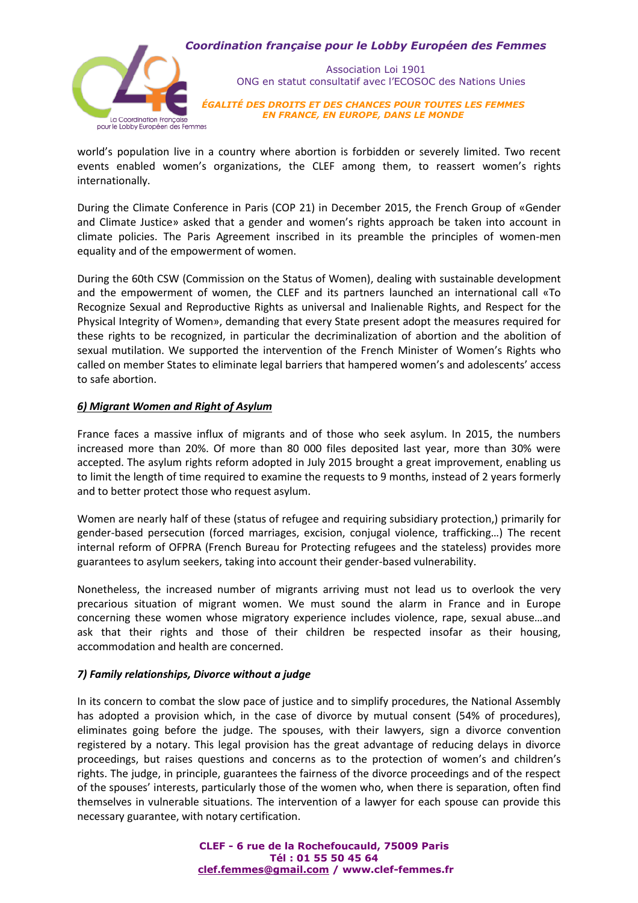world's population live in a country where abortion is forbidden or severely limited. Two recent events enabled women's organizations, the CLEF among them, to reassert women's rights internationally.

During the Climate Conference in Paris (COP 21) in December 2015, the French Group of «Gender and Climate Justice» asked that a gender and women's rights approach be taken into account in climate policies. The Paris Agreement inscribed in its preamble the principles of women-men equality and of the empowerment of women.

During the 60th CSW (Commission on the Status of Women), dealing with sustainable development and the empowerment of women, the CLEF and its partners launched an international call «To Recognize Sexual and Reproductive Rights as universal and Inalienable Rights, and Respect for the Physical Integrity of Women», demanding that every State present adopt the measures required for these rights to be recognized, in particular the decriminalization of abortion and the abolition of sexual mutilation. We supported the intervention of the French Minister of Women's Rights who called on member States to eliminate legal barriers that hampered women's and adolescents' access to safe abortion.

### ***6) Migrant Women and Right of Asylum***

France faces a massive influx of migrants and of those who seek asylum. In 2015, the numbers increased more than 20%. Of more than 80 000 files deposited last year, more than 30% were accepted. The asylum rights reform adopted in July 2015 brought a great improvement, enabling us to limit the length of time required to examine the requests to 9 months, instead of 2 years formerly and to better protect those who request asylum.

Women are nearly half of these (status of refugee and requiring subsidiary protection,) primarily for gender-based persecution (forced marriages, excision, conjugal violence, trafficking…) The recent internal reform of OFPRA (French Bureau for Protecting refugees and the stateless) provides more guarantees to asylum seekers, taking into account their gender-based vulnerability.

Nonetheless, the increased number of migrants arriving must not lead us to overlook the very precarious situation of migrant women. We must sound the alarm in France and in Europe concerning these women whose migratory experience includes violence, rape, sexual abuse…and ask that their rights and those of their children be respected insofar as their housing, accommodation and health are concerned.

### ***7) Family relationships, Divorce without a judge***

In its concern to combat the slow pace of justice and to simplify procedures, the National Assembly has adopted a provision which, in the case of divorce by mutual consent (54% of procedures), eliminates going before the judge. The spouses, with their lawyers, sign a divorce convention registered by a notary. This legal provision has the great advantage of reducing delays in divorce proceedings, but raises questions and concerns as to the protection of women's and children's rights. The judge, in principle, guarantees the fairness of the divorce proceedings and of the respect of the spouses' interests, particularly those of the women who, when there is separation, often find themselves in vulnerable situations. The intervention of a lawyer for each spouse can provide this necessary guarantee, with notary certification.